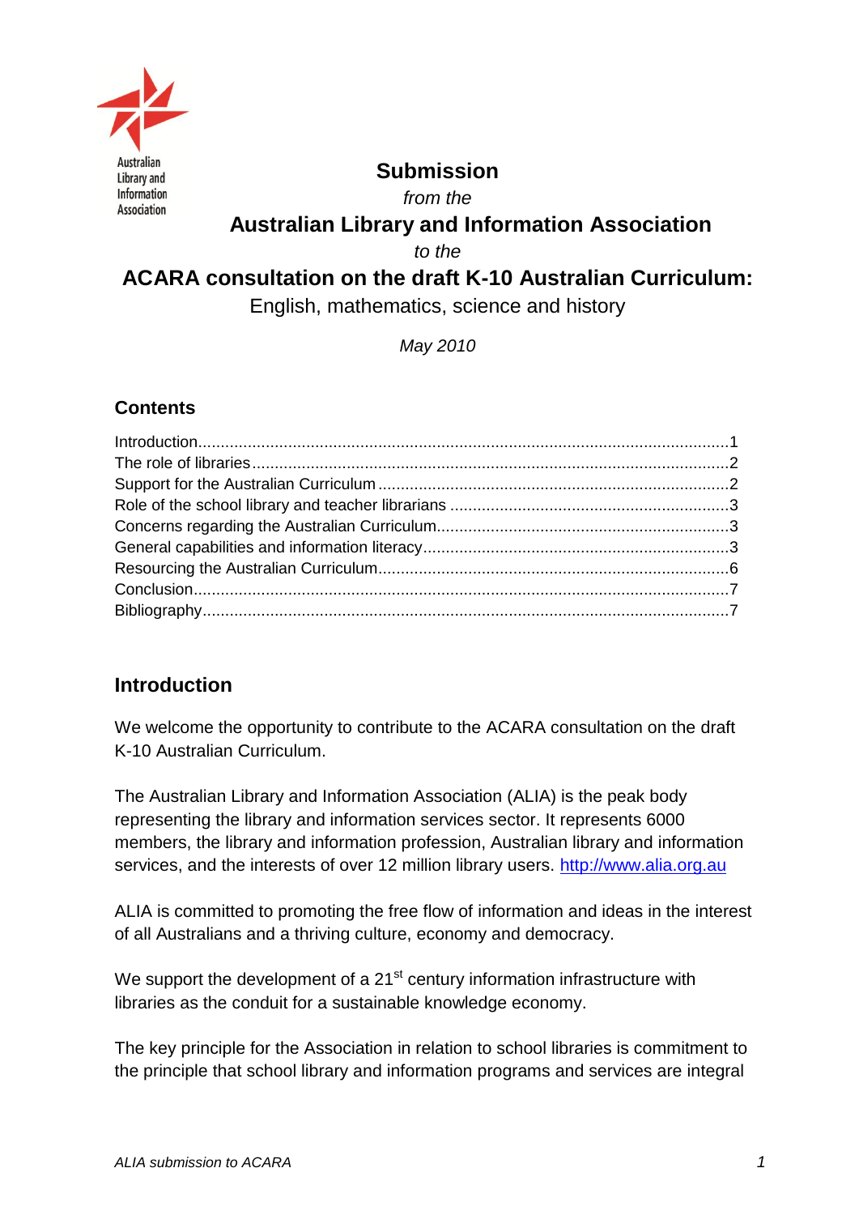# Submission

*from the*

## Australian Library and Information Association

*to the*

## ACARA consultation on the draft K-10 Australian Curriculum:

English, mathematics, science and history

*May 2010*

### Contents

Introduction....................1
The role of libraries....................2
Support for the Australian Curriculum....................2
Role of the school library and teacher librarians....................3
Concerns regarding the Australian Curriculum....................3
General capabilities and information literacy....................3
Resourcing the Australian Curriculum....................6
Conclusion....................7
Bibliography....................7

### Introduction

We welcome the opportunity to contribute to the ACARA consultation on the draft K-10 Australian Curriculum.

The Australian Library and Information Association (ALIA) is the peak body representing the library and information services sector. It represents 6000 members, the library and information profession, Australian library and information services, and the interests of over 12 million library users. http://www.alia.org.au

ALIA is committed to promoting the free flow of information and ideas in the interest of all Australians and a thriving culture, economy and democracy.

We support the development of a 21st century information infrastructure with libraries as the conduit for a sustainable knowledge economy.

The key principle for the Association in relation to school libraries is commitment to the principle that school library and information programs and services are integral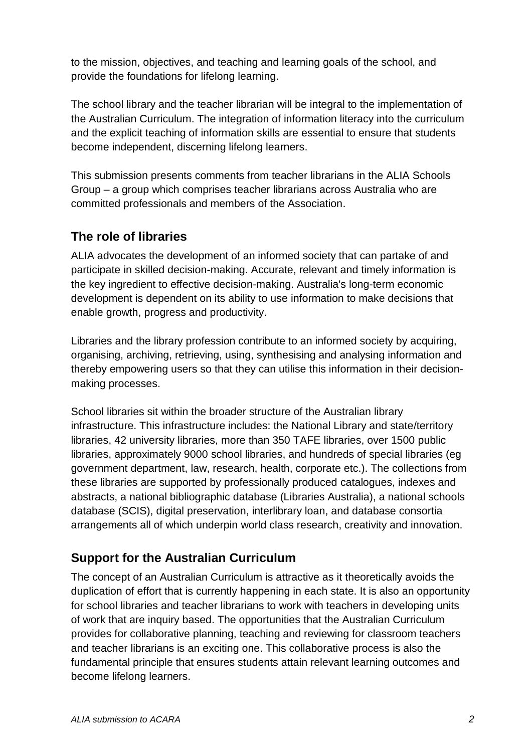to the mission, objectives, and teaching and learning goals of the school, and provide the foundations for lifelong learning.

The school library and the teacher librarian will be integral to the implementation of the Australian Curriculum. The integration of information literacy into the curriculum and the explicit teaching of information skills are essential to ensure that students become independent, discerning lifelong learners.

This submission presents comments from teacher librarians in the ALIA Schools Group – a group which comprises teacher librarians across Australia who are committed professionals and members of the Association.

## The role of libraries

ALIA advocates the development of an informed society that can partake of and participate in skilled decision-making. Accurate, relevant and timely information is the key ingredient to effective decision-making. Australia's long-term economic development is dependent on its ability to use information to make decisions that enable growth, progress and productivity.

Libraries and the library profession contribute to an informed society by acquiring, organising, archiving, retrieving, using, synthesising and analysing information and thereby empowering users so that they can utilise this information in their decision-making processes.

School libraries sit within the broader structure of the Australian library infrastructure. This infrastructure includes: the National Library and state/territory libraries, 42 university libraries, more than 350 TAFE libraries, over 1500 public libraries, approximately 9000 school libraries, and hundreds of special libraries (eg government department, law, research, health, corporate etc.). The collections from these libraries are supported by professionally produced catalogues, indexes and abstracts, a national bibliographic database (Libraries Australia), a national schools database (SCIS), digital preservation, interlibrary loan, and database consortia arrangements all of which underpin world class research, creativity and innovation.

## Support for the Australian Curriculum

The concept of an Australian Curriculum is attractive as it theoretically avoids the duplication of effort that is currently happening in each state. It is also an opportunity for school libraries and teacher librarians to work with teachers in developing units of work that are inquiry based. The opportunities that the Australian Curriculum provides for collaborative planning, teaching and reviewing for classroom teachers and teacher librarians is an exciting one. This collaborative process is also the fundamental principle that ensures students attain relevant learning outcomes and become lifelong learners.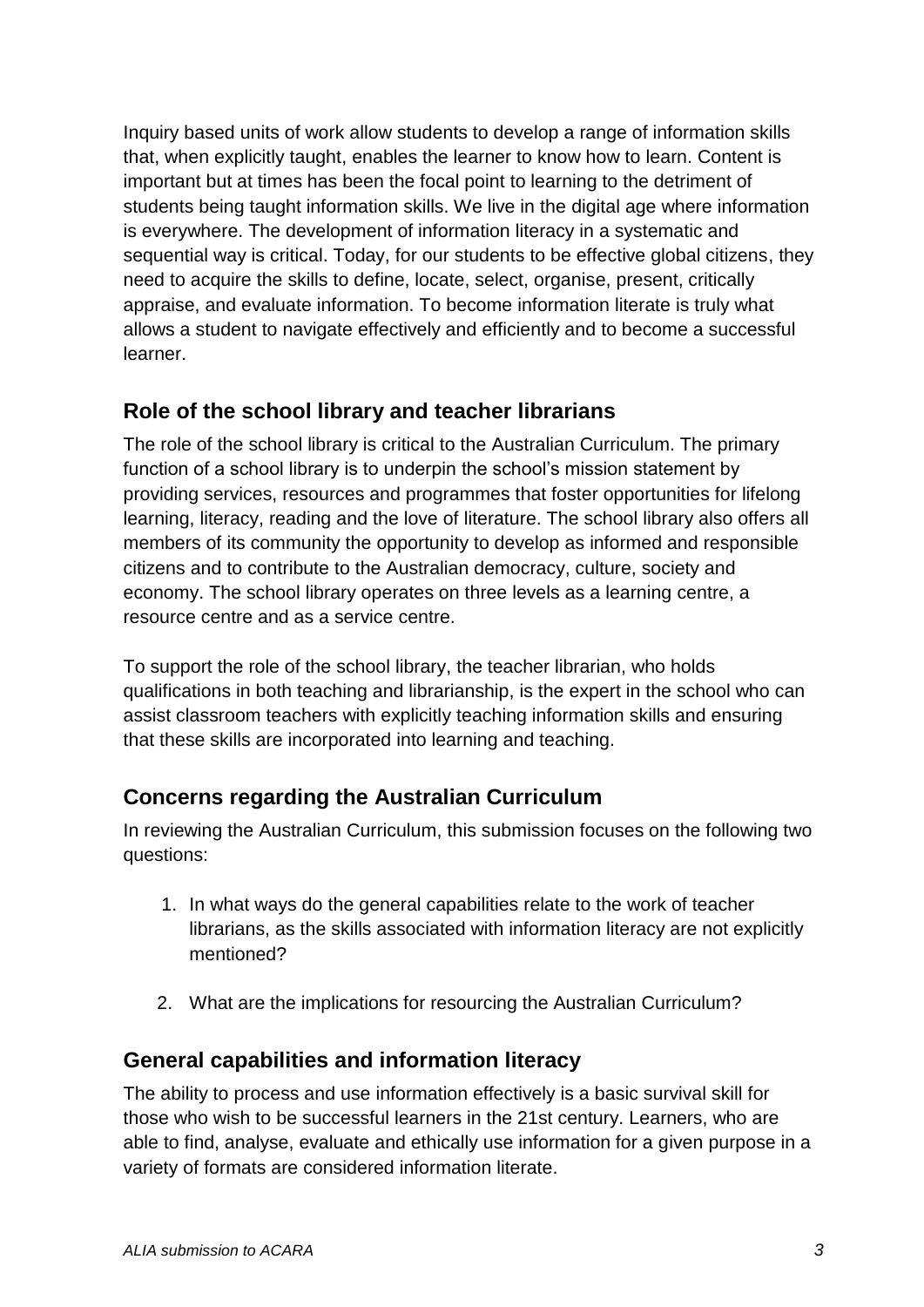Inquiry based units of work allow students to develop a range of information skills that, when explicitly taught, enables the learner to know how to learn. Content is important but at times has been the focal point to learning to the detriment of students being taught information skills. We live in the digital age where information is everywhere. The development of information literacy in a systematic and sequential way is critical. Today, for our students to be effective global citizens, they need to acquire the skills to define, locate, select, organise, present, critically appraise, and evaluate information. To become information literate is truly what allows a student to navigate effectively and efficiently and to become a successful learner.

## Role of the school library and teacher librarians

The role of the school library is critical to the Australian Curriculum. The primary function of a school library is to underpin the school's mission statement by providing services, resources and programmes that foster opportunities for lifelong learning, literacy, reading and the love of literature. The school library also offers all members of its community the opportunity to develop as informed and responsible citizens and to contribute to the Australian democracy, culture, society and economy. The school library operates on three levels as a learning centre, a resource centre and as a service centre.

To support the role of the school library, the teacher librarian, who holds qualifications in both teaching and librarianship, is the expert in the school who can assist classroom teachers with explicitly teaching information skills and ensuring that these skills are incorporated into learning and teaching.

## Concerns regarding the Australian Curriculum

In reviewing the Australian Curriculum, this submission focuses on the following two questions:

1. In what ways do the general capabilities relate to the work of teacher librarians, as the skills associated with information literacy are not explicitly mentioned?
2. What are the implications for resourcing the Australian Curriculum?

## General capabilities and information literacy

The ability to process and use information effectively is a basic survival skill for those who wish to be successful learners in the 21st century. Learners, who are able to find, analyse, evaluate and ethically use information for a given purpose in a variety of formats are considered information literate.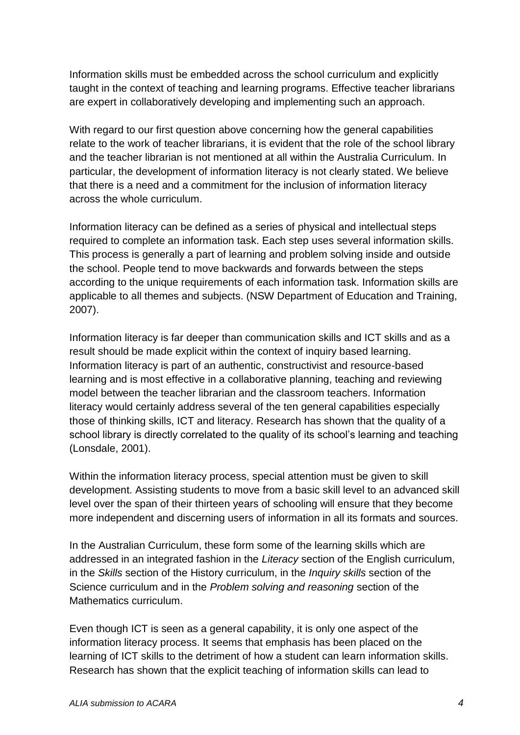Information skills must be embedded across the school curriculum and explicitly taught in the context of teaching and learning programs. Effective teacher librarians are expert in collaboratively developing and implementing such an approach.

With regard to our first question above concerning how the general capabilities relate to the work of teacher librarians, it is evident that the role of the school library and the teacher librarian is not mentioned at all within the Australia Curriculum. In particular, the development of information literacy is not clearly stated. We believe that there is a need and a commitment for the inclusion of information literacy across the whole curriculum.

Information literacy can be defined as a series of physical and intellectual steps required to complete an information task. Each step uses several information skills. This process is generally a part of learning and problem solving inside and outside the school. People tend to move backwards and forwards between the steps according to the unique requirements of each information task. Information skills are applicable to all themes and subjects. (NSW Department of Education and Training, 2007).

Information literacy is far deeper than communication skills and ICT skills and as a result should be made explicit within the context of inquiry based learning. Information literacy is part of an authentic, constructivist and resource-based learning and is most effective in a collaborative planning, teaching and reviewing model between the teacher librarian and the classroom teachers. Information literacy would certainly address several of the ten general capabilities especially those of thinking skills, ICT and literacy. Research has shown that the quality of a school library is directly correlated to the quality of its school's learning and teaching (Lonsdale, 2001).

Within the information literacy process, special attention must be given to skill development. Assisting students to move from a basic skill level to an advanced skill level over the span of their thirteen years of schooling will ensure that they become more independent and discerning users of information in all its formats and sources.

In the Australian Curriculum, these form some of the learning skills which are addressed in an integrated fashion in the *Literacy* section of the English curriculum, in the *Skills* section of the History curriculum, in the *Inquiry skills* section of the Science curriculum and in the *Problem solving and reasoning* section of the Mathematics curriculum.

Even though ICT is seen as a general capability, it is only one aspect of the information literacy process. It seems that emphasis has been placed on the learning of ICT skills to the detriment of how a student can learn information skills. Research has shown that the explicit teaching of information skills can lead to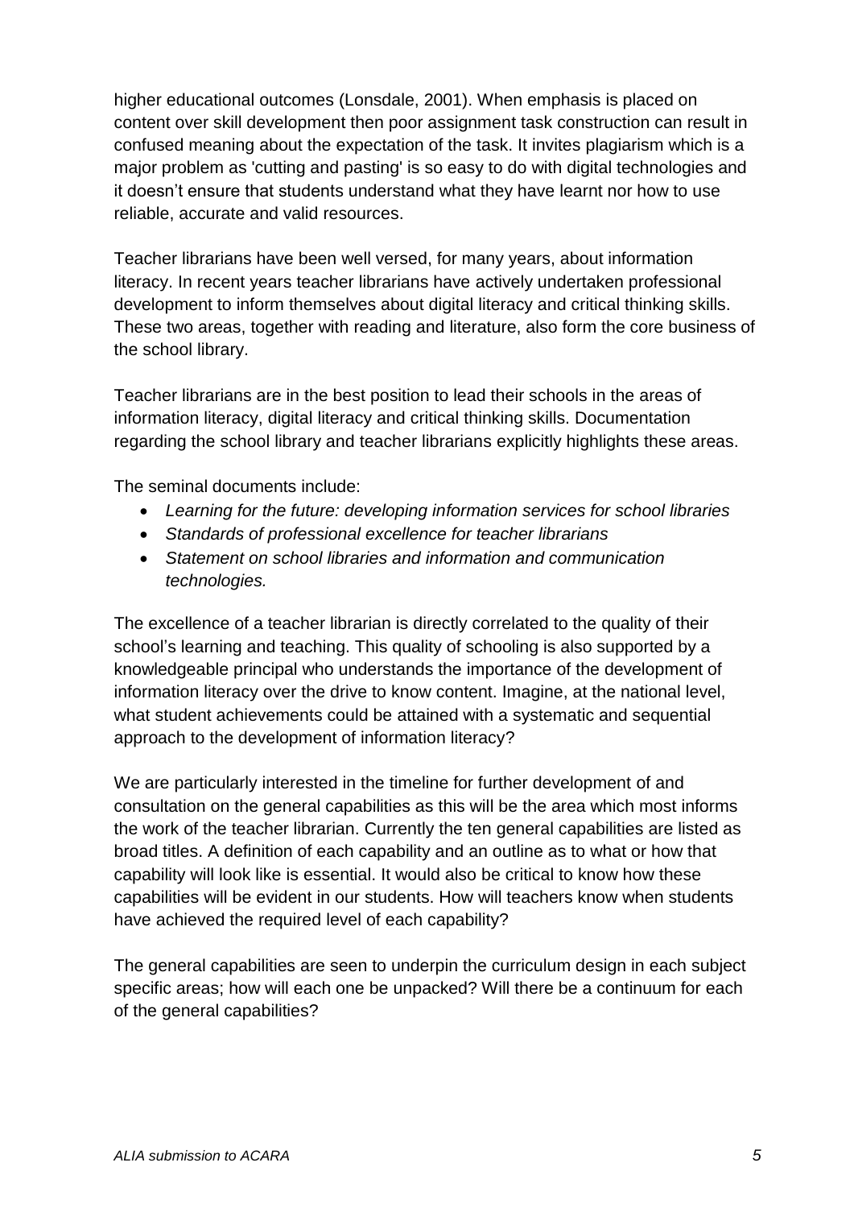higher educational outcomes (Lonsdale, 2001). When emphasis is placed on content over skill development then poor assignment task construction can result in confused meaning about the expectation of the task. It invites plagiarism which is a major problem as 'cutting and pasting' is so easy to do with digital technologies and it doesn't ensure that students understand what they have learnt nor how to use reliable, accurate and valid resources.

Teacher librarians have been well versed, for many years, about information literacy. In recent years teacher librarians have actively undertaken professional development to inform themselves about digital literacy and critical thinking skills. These two areas, together with reading and literature, also form the core business of the school library.

Teacher librarians are in the best position to lead their schools in the areas of information literacy, digital literacy and critical thinking skills. Documentation regarding the school library and teacher librarians explicitly highlights these areas.

The seminal documents include:

- *Learning for the future: developing information services for school libraries*
- *Standards of professional excellence for teacher librarians*
- *Statement on school libraries and information and communication technologies.*

The excellence of a teacher librarian is directly correlated to the quality of their school's learning and teaching. This quality of schooling is also supported by a knowledgeable principal who understands the importance of the development of information literacy over the drive to know content. Imagine, at the national level, what student achievements could be attained with a systematic and sequential approach to the development of information literacy?

We are particularly interested in the timeline for further development of and consultation on the general capabilities as this will be the area which most informs the work of the teacher librarian. Currently the ten general capabilities are listed as broad titles. A definition of each capability and an outline as to what or how that capability will look like is essential. It would also be critical to know how these capabilities will be evident in our students. How will teachers know when students have achieved the required level of each capability?

The general capabilities are seen to underpin the curriculum design in each subject specific areas; how will each one be unpacked? Will there be a continuum for each of the general capabilities?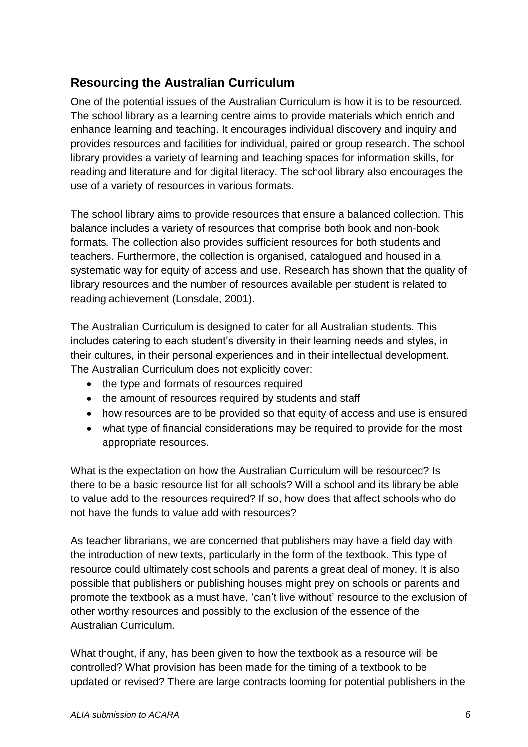## Resourcing the Australian Curriculum

One of the potential issues of the Australian Curriculum is how it is to be resourced. The school library as a learning centre aims to provide materials which enrich and enhance learning and teaching. It encourages individual discovery and inquiry and provides resources and facilities for individual, paired or group research. The school library provides a variety of learning and teaching spaces for information skills, for reading and literature and for digital literacy. The school library also encourages the use of a variety of resources in various formats.

The school library aims to provide resources that ensure a balanced collection. This balance includes a variety of resources that comprise both book and non-book formats. The collection also provides sufficient resources for both students and teachers. Furthermore, the collection is organised, catalogued and housed in a systematic way for equity of access and use. Research has shown that the quality of library resources and the number of resources available per student is related to reading achievement (Lonsdale, 2001).

The Australian Curriculum is designed to cater for all Australian students. This includes catering to each student's diversity in their learning needs and styles, in their cultures, in their personal experiences and in their intellectual development. The Australian Curriculum does not explicitly cover:

- the type and formats of resources required
- the amount of resources required by students and staff
- how resources are to be provided so that equity of access and use is ensured
- what type of financial considerations may be required to provide for the most appropriate resources.

What is the expectation on how the Australian Curriculum will be resourced? Is there to be a basic resource list for all schools? Will a school and its library be able to value add to the resources required? If so, how does that affect schools who do not have the funds to value add with resources?

As teacher librarians, we are concerned that publishers may have a field day with the introduction of new texts, particularly in the form of the textbook. This type of resource could ultimately cost schools and parents a great deal of money. It is also possible that publishers or publishing houses might prey on schools or parents and promote the textbook as a must have, 'can't live without' resource to the exclusion of other worthy resources and possibly to the exclusion of the essence of the Australian Curriculum.

What thought, if any, has been given to how the textbook as a resource will be controlled? What provision has been made for the timing of a textbook to be updated or revised? There are large contracts looming for potential publishers in the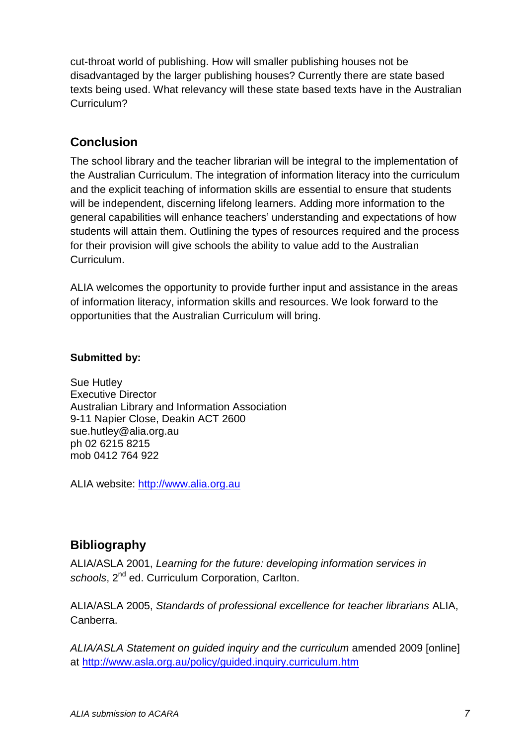cut-throat world of publishing. How will smaller publishing houses not be disadvantaged by the larger publishing houses? Currently there are state based texts being used. What relevancy will these state based texts have in the Australian Curriculum?

## Conclusion

The school library and the teacher librarian will be integral to the implementation of the Australian Curriculum. The integration of information literacy into the curriculum and the explicit teaching of information skills are essential to ensure that students will be independent, discerning lifelong learners. Adding more information to the general capabilities will enhance teachers' understanding and expectations of how students will attain them. Outlining the types of resources required and the process for their provision will give schools the ability to value add to the Australian Curriculum.

ALIA welcomes the opportunity to provide further input and assistance in the areas of information literacy, information skills and resources. We look forward to the opportunities that the Australian Curriculum will bring.

**Submitted by:**

Sue Hutley
Executive Director
Australian Library and Information Association
9-11 Napier Close, Deakin ACT 2600
sue.hutley@alia.org.au
ph 02 6215 8215
mob 0412 764 922

ALIA website: http://www.alia.org.au

## Bibliography

ALIA/ASLA 2001, *Learning for the future: developing information services in schools*, 2nd ed. Curriculum Corporation, Carlton.

ALIA/ASLA 2005, *Standards of professional excellence for teacher librarians* ALIA, Canberra.

*ALIA/ASLA Statement on guided inquiry and the curriculum* amended 2009 [online] at http://www.asla.org.au/policy/guided.inquiry.curriculum.htm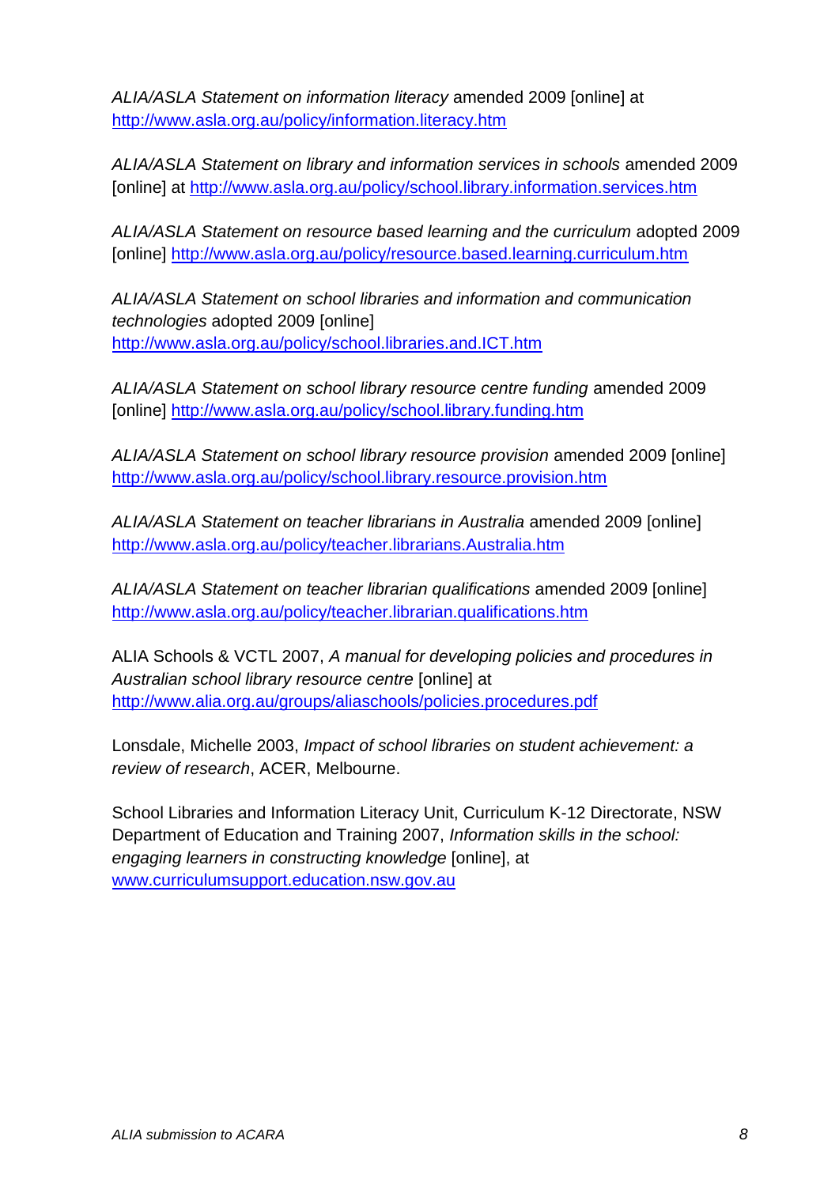*ALIA/ASLA Statement on information literacy* amended 2009 [online] at http://www.asla.org.au/policy/information.literacy.htm

*ALIA/ASLA Statement on library and information services in schools* amended 2009 [online] at http://www.asla.org.au/policy/school.library.information.services.htm

*ALIA/ASLA Statement on resource based learning and the curriculum* adopted 2009 [online] http://www.asla.org.au/policy/resource.based.learning.curriculum.htm

*ALIA/ASLA Statement on school libraries and information and communication technologies* adopted 2009 [online] http://www.asla.org.au/policy/school.libraries.and.ICT.htm

*ALIA/ASLA Statement on school library resource centre funding* amended 2009 [online] http://www.asla.org.au/policy/school.library.funding.htm

*ALIA/ASLA Statement on school library resource provision* amended 2009 [online] http://www.asla.org.au/policy/school.library.resource.provision.htm

*ALIA/ASLA Statement on teacher librarians in Australia* amended 2009 [online] http://www.asla.org.au/policy/teacher.librarians.Australia.htm

*ALIA/ASLA Statement on teacher librarian qualifications* amended 2009 [online] http://www.asla.org.au/policy/teacher.librarian.qualifications.htm

ALIA Schools & VCTL 2007, *A manual for developing policies and procedures in Australian school library resource centre* [online] at http://www.alia.org.au/groups/aliaschools/policies.procedures.pdf

Lonsdale, Michelle 2003, *Impact of school libraries on student achievement: a review of research*, ACER, Melbourne.

School Libraries and Information Literacy Unit, Curriculum K-12 Directorate, NSW Department of Education and Training 2007, *Information skills in the school: engaging learners in constructing knowledge* [online], at www.curriculumsupport.education.nsw.gov.au